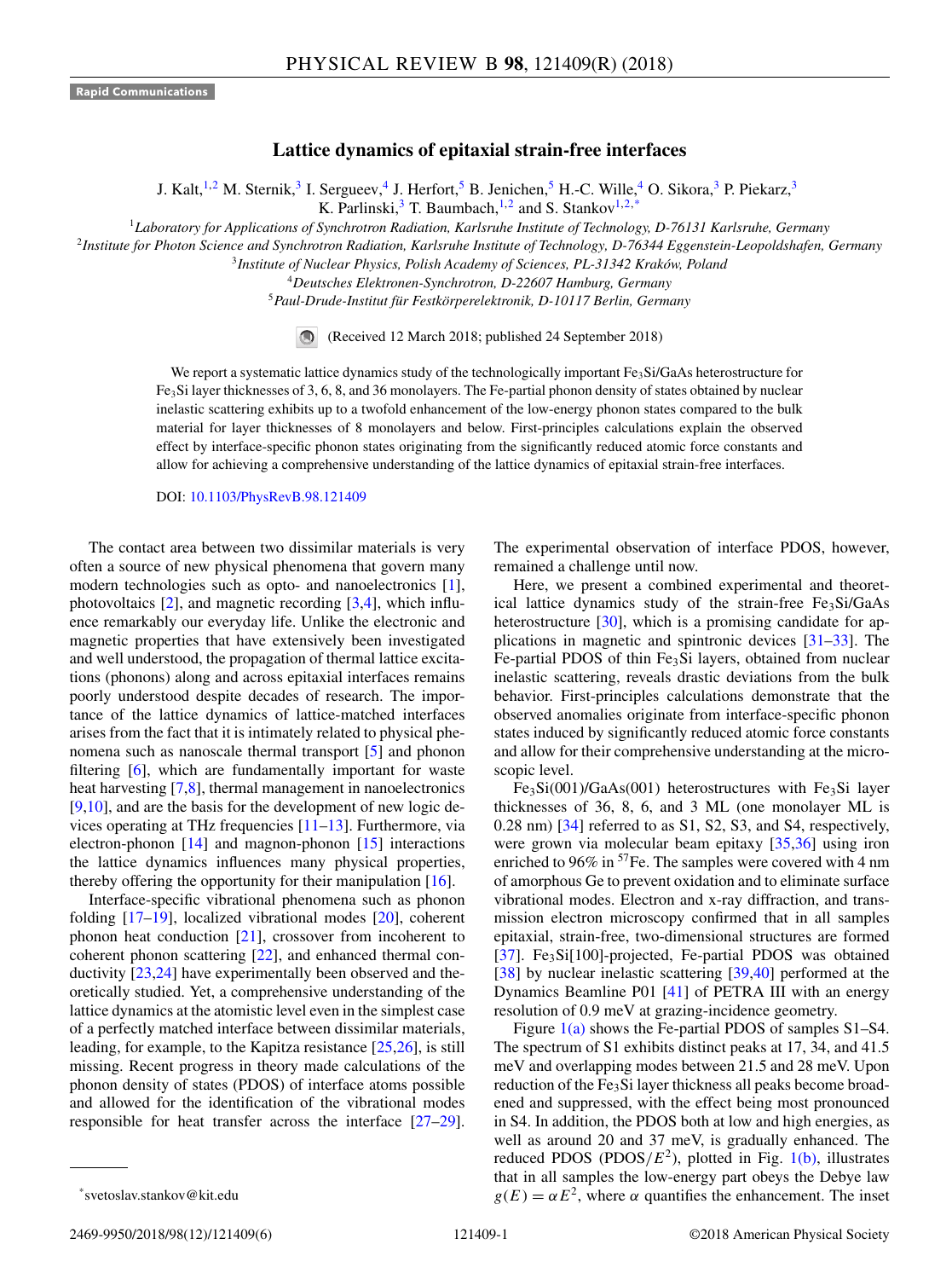Rapid Communications

# Lattice dynamics of epitaxial strain-free interfaces

J. Kalt,[1,2] M. Sternik,[3] I. Sergueev,[4] J. Herfort,[5] B. Jenichen,[5] H.-C. Wille,[4] O. Sikora,[3] P. Piekarz,[3] K. Parlinski,[3] T. Baumbach,[1,2] and S. Stankov[1,2,*]

[1]Laboratory for Applications of Synchrotron Radiation, Karlsruhe Institute of Technology, D-76131 Karlsruhe, Germany
[2]Institute for Photon Science and Synchrotron Radiation, Karlsruhe Institute of Technology, D-76344 Eggenstein-Leopoldshafen, Germany
[3]Institute of Nuclear Physics, Polish Academy of Sciences, PL-31342 Kraków, Poland
[4]Deutsches Elektronen-Synchrotron, D-22607 Hamburg, Germany
[5]Paul-Drude-Institut für Festkörperelektronik, D-10117 Berlin, Germany

(Received 12 March 2018; published 24 September 2018)

We report a systematic lattice dynamics study of the technologically important $Fe_3Si$/GaAs heterostructure for $Fe_3Si$ layer thicknesses of 3, 6, 8, and 36 monolayers. The Fe-partial phonon density of states obtained by nuclear inelastic scattering exhibits up to a twofold enhancement of the low-energy phonon states compared to the bulk material for layer thicknesses of 8 monolayers and below. First-principles calculations explain the observed effect by interface-specific phonon states originating from the significantly reduced atomic force constants and allow for achieving a comprehensive understanding of the lattice dynamics of epitaxial strain-free interfaces.

DOI: 10.1103/PhysRevB.98.121409

The contact area between two dissimilar materials is very often a source of new physical phenomena that govern many modern technologies such as opto- and nanoelectronics [1], photovoltaics [2], and magnetic recording [3,4], which influence remarkably our everyday life. Unlike the electronic and magnetic properties that have extensively been investigated and well understood, the propagation of thermal lattice excitations (phonons) along and across epitaxial interfaces remains poorly understood despite decades of research. The importance of the lattice dynamics of lattice-matched interfaces arises from the fact that it is intimately related to physical phenomena such as nanoscale thermal transport [5] and phonon filtering [6], which are fundamentally important for waste heat harvesting [7,8], thermal management in nanoelectronics [9,10], and are the basis for the development of new logic devices operating at THz frequencies [11–13]. Furthermore, via electron-phonon [14] and magnon-phonon [15] interactions the lattice dynamics influences many physical properties, thereby offering the opportunity for their manipulation [16].

Interface-specific vibrational phenomena such as phonon folding [17–19], localized vibrational modes [20], coherent phonon heat conduction [21], crossover from incoherent to coherent phonon scattering [22], and enhanced thermal conductivity [23,24] have experimentally been observed and theoretically studied. Yet, a comprehensive understanding of the lattice dynamics at the atomistic level even in the simplest case of a perfectly matched interface between dissimilar materials, leading, for example, to the Kapitza resistance [25,26], is still missing. Recent progress in theory made calculations of the phonon density of states (PDOS) of interface atoms possible and allowed for the identification of the vibrational modes responsible for the heat transfer across the interface [27–29]. The experimental observation of interface PDOS, however, remained a challenge until now.

Here, we present a combined experimental and theoretical lattice dynamics study of the strain-free $Fe_3Si$/GaAs heterostructure [30], which is a promising candidate for applications in magnetic and spintronic devices [31–33]. The Fe-partial PDOS of thin $Fe_3Si$ layers, obtained from nuclear inelastic scattering, reveals drastic deviations from the bulk behavior. First-principles calculations demonstrate that the observed anomalies originate from interface-specific phonon states induced by significantly reduced atomic force constants and allow for their comprehensive understanding at the microscopic level.

$Fe_3Si(001)$/GaAs(001) heterostructures with $Fe_3Si$ layer thicknesses of 36, 8, 6, and 3 ML (one monolayer ML is 0.28 nm) [34] referred to as S1, S2, S3, and S4, respectively, were grown via molecular beam epitaxy [35,36] using iron enriched to 96% in $^{57}Fe$. The samples were covered with 4 nm of amorphous Ge to prevent oxidation and to eliminate surface vibrational modes. Electron and x-ray diffraction, and transmission electron microscopy confirmed that in all samples epitaxial, strain-free, two-dimensional structures are formed [37]. $Fe_3Si[100]$-projected, Fe-partial PDOS was obtained [38] by nuclear inelastic scattering [39,40] performed at the Dynamics Beamline P01 [41] of PETRA III with an energy resolution of 0.9 meV at grazing-incidence geometry.

Figure 1(a) shows the Fe-partial PDOS of samples S1–S4. The spectrum of S1 exhibits distinct peaks at 17, 34, and 41.5 meV and overlapping modes between 21.5 and 28 meV. Upon reduction of the $Fe_3Si$ layer thickness all peaks become broadened and suppressed, with the effect being most pronounced in S4. In addition, the PDOS both at low and high energies, as well as around 20 and 37 meV, is gradually enhanced. The reduced PDOS (PDOS/$E^2$), plotted in Fig. 1(b), illustrates that in all samples the low-energy part obeys the Debye law $g(E) = \alpha E^2$, where $\alpha$ quantifies the enhancement. The inset

*svetoslav.stankov@kit.edu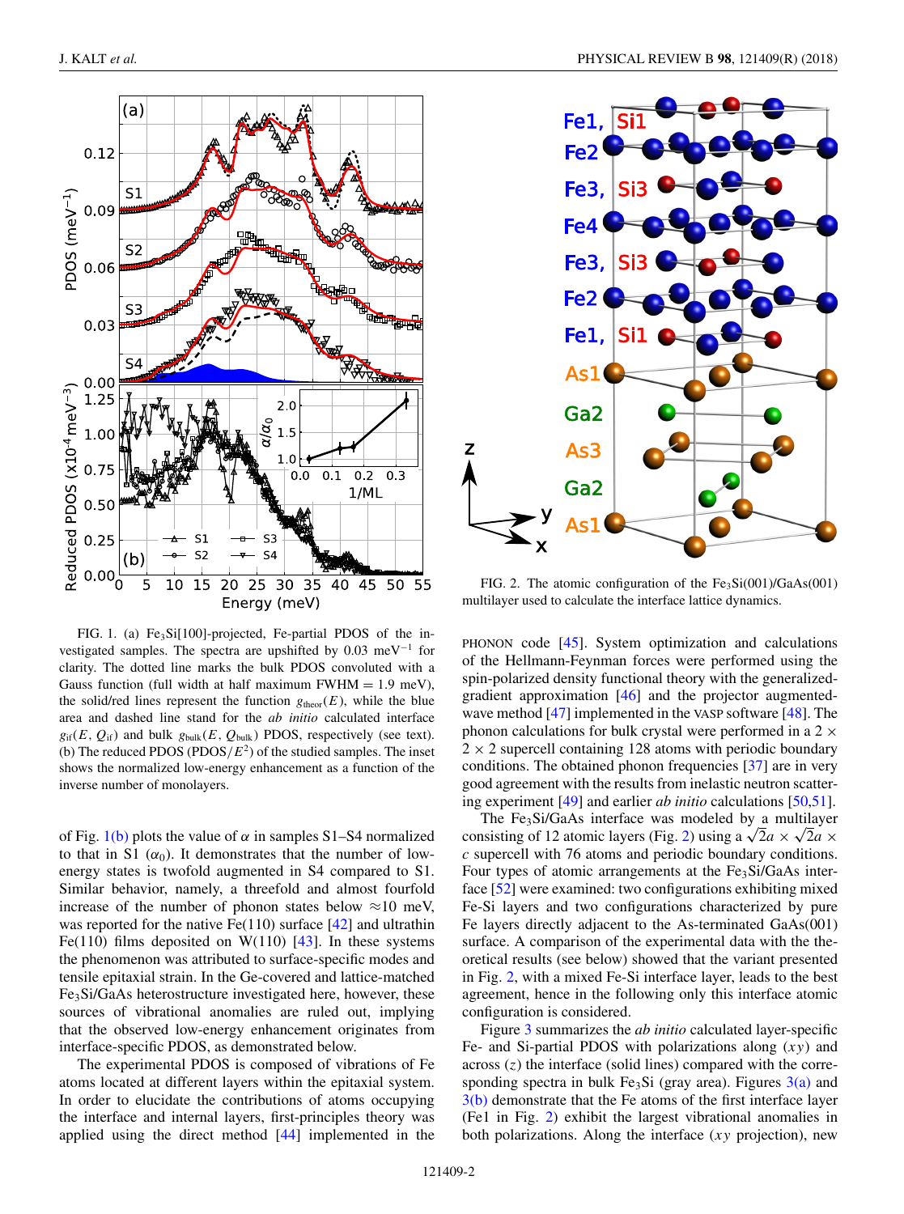FIG. 1. (a) $Fe_3Si$[100]-projected, Fe-partial PDOS of the investigated samples. The spectra are upshifted by 0.03 $meV^{-1}$ for clarity. The dotted line marks the bulk PDOS convolved with a Gauss function (full width at half maximum FWHM = 1.9 meV), the solid/red lines represent the function $g_{theor}(E)$, while the blue area and dashed line stand for the *ab initio* calculated interface $g_{if}(E, Q_{if})$ and bulk $g_{bulk}(E, Q_{bulk})$ PDOS, respectively (see text). (b) The reduced PDOS (PDOS/$E^2$) of the studied samples. The inset shows the normalized low-energy enhancement as a function of the inverse number of monolayers.

FIG. 2. The atomic configuration of the $Fe_3Si(001)/GaAs(001)$ multilayer used to calculate the interface lattice dynamics.

of Fig. 1(b) plots the value of $\alpha$ in samples S1–S4 normalized to that in S1 ($\alpha_0$). It demonstrates that the number of low-energy states is twofold augmented in S4 compared to S1. Similar behavior, namely, a threefold and almost fourfold increase of the number of phonon states below $\approx$10 meV, was reported for the native Fe(110) surface [42] and ultrathin Fe(110) films deposited on W(110) [43]. In these systems the phenomenon was attributed to surface-specific modes and tensile epitaxial strain. In the Ge-covered and lattice-matched $Fe_3Si/GaAs$ heterostructure investigated here, however, these sources of vibrational anomalies are ruled out, implying that the observed low-energy enhancement originates from interface-specific PDOS, as demonstrated below.

The experimental PDOS is composed of vibrations of Fe atoms located at different layers within the epitaxial system. In order to elucidate the contributions of atoms occupying the interface and internal layers, first-principles theory was applied using the direct method [44] implemented in the PHONON code [45]. System optimization and calculations of the Hellmann-Feynman forces were performed using the spin-polarized density functional theory with the generalized-gradient approximation [46] and the projector augmented-wave method [47] implemented in the VASP software [48]. The phonon calculations for bulk crystal were performed in a $2 \times 2 \times 2$ supercell containing 128 atoms with periodic boundary conditions. The obtained phonon frequencies [37] are in very good agreement with the results from inelastic neutron scattering experiment [49] and earlier *ab initio* calculations [50,51].

The $Fe_3Si/GaAs$ interface was modeled by a multilayer consisting of 12 atomic layers (Fig. 2) using a $\sqrt{2}a \times \sqrt{2}a \times c$ supercell with 76 atoms and periodic boundary conditions. Four types of atomic arrangements at the $Fe_3Si/GaAs$ interface [52] were examined: two configurations exhibiting mixed Fe-Si layers and two configurations characterized by pure Fe layers directly adjacent to the As-terminated GaAs(001) surface. A comparison of the experimental data with the theoretical results (see below) showed that the variant presented in Fig. 2, with a mixed Fe-Si interface layer, leads to the best agreement, hence in the following only this interface atomic configuration is considered.

Figure 3 summarizes the *ab initio* calculated layer-specific Fe- and Si-partial PDOS with polarizations along ($xy$) and across ($z$) the interface (solid lines) compared with the corresponding spectra in bulk $Fe_3Si$ (gray area). Figures 3(a) and 3(b) demonstrate that the Fe atoms of the first interface layer (Fe1 in Fig. 2) exhibit the largest vibrational anomalies in both polarizations. Along the interface ($xy$ projection), new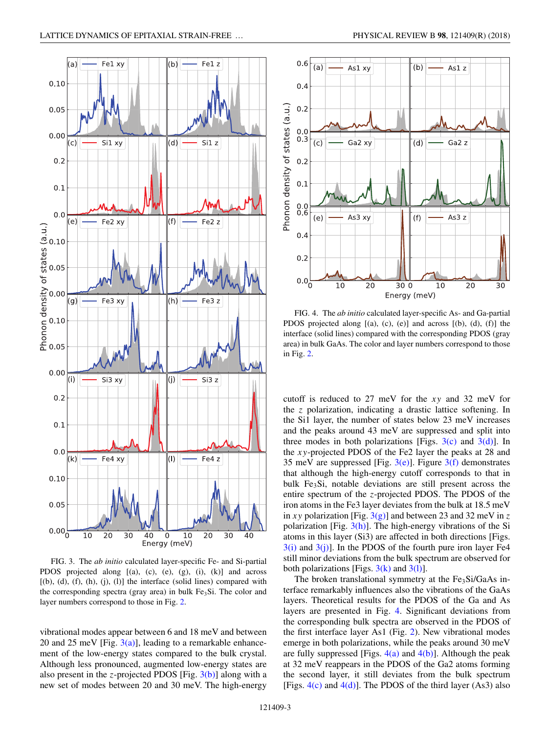FIG. 3. The *ab initio* calculated layer-specific Fe- and Si-partial PDOS projected along [(a), (c), (e), (g), (i), (k)] and across [(b), (d), (f), (h), (j), (l)] the interface (solid lines) compared with the corresponding spectra (gray area) in bulk $Fe_3Si$. The color and layer numbers correspond to those in Fig. 2.

FIG. 4. The *ab initio* calculated layer-specific As- and Ga-partial PDOS projected along [(a), (c), (e)] and across [(b), (d), (f)] the interface (solid lines) compared with the corresponding PDOS (gray area) in bulk GaAs. The color and layer numbers correspond to those in Fig. 2.

vibrational modes appear between 6 and 18 meV and between 20 and 25 meV [Fig. 3(a)], leading to a remarkable enhancement of the low-energy states compared to the bulk crystal. Although less pronounced, augmented low-energy states are also present in the $z$-projected PDOS [Fig. 3(b)] along with a new set of modes between 20 and 30 meV. The high-energy cutoff is reduced to 27 meV for the $xy$ and 32 meV for the $z$ polarization, indicating a drastic lattice softening. In the Si1 layer, the number of states below 23 meV increases and the peaks around 43 meV are suppressed and split into three modes in both polarizations [Figs. 3(c) and 3(d)]. In the $xy$-projected PDOS of the Fe2 layer the peaks at 28 and 35 meV are suppressed [Fig. 3(e)]. Figure 3(f) demonstrates that although the high-energy cutoff corresponds to that in bulk $Fe_3Si$, notable deviations are still present across the entire spectrum of the $z$-projected PDOS. The PDOS of the iron atoms in the Fe3 layer deviates from the bulk at 18.5 meV in $xy$ polarization [Fig. 3(g)] and between 23 and 32 meV in $z$ polarization [Fig. 3(h)]. The high-energy vibrations of the Si atoms in this layer (Si3) are affected in both directions [Figs. 3(i) and 3(j)]. In the PDOS of the fourth pure iron layer Fe4 still minor deviations from the bulk spectrum are observed for both polarizations [Figs. 3(k) and 3(l)].

The broken translational symmetry at the $Fe_3Si$/GaAs interface remarkably influences also the vibrations of the GaAs layers. Theoretical results for the PDOS of the Ga and As layers are presented in Fig. 4. Significant deviations from the corresponding bulk spectra are observed in the PDOS of the first interface layer As1 (Fig. 2). New vibrational modes emerge in both polarizations, while the peaks around 30 meV are fully suppressed [Figs. 4(a) and 4(b)]. Although the peak at 32 meV reappears in the PDOS of the Ga2 atoms forming the second layer, it still deviates from the bulk spectrum [Figs. 4(c) and 4(d)]. The PDOS of the third layer (As3) also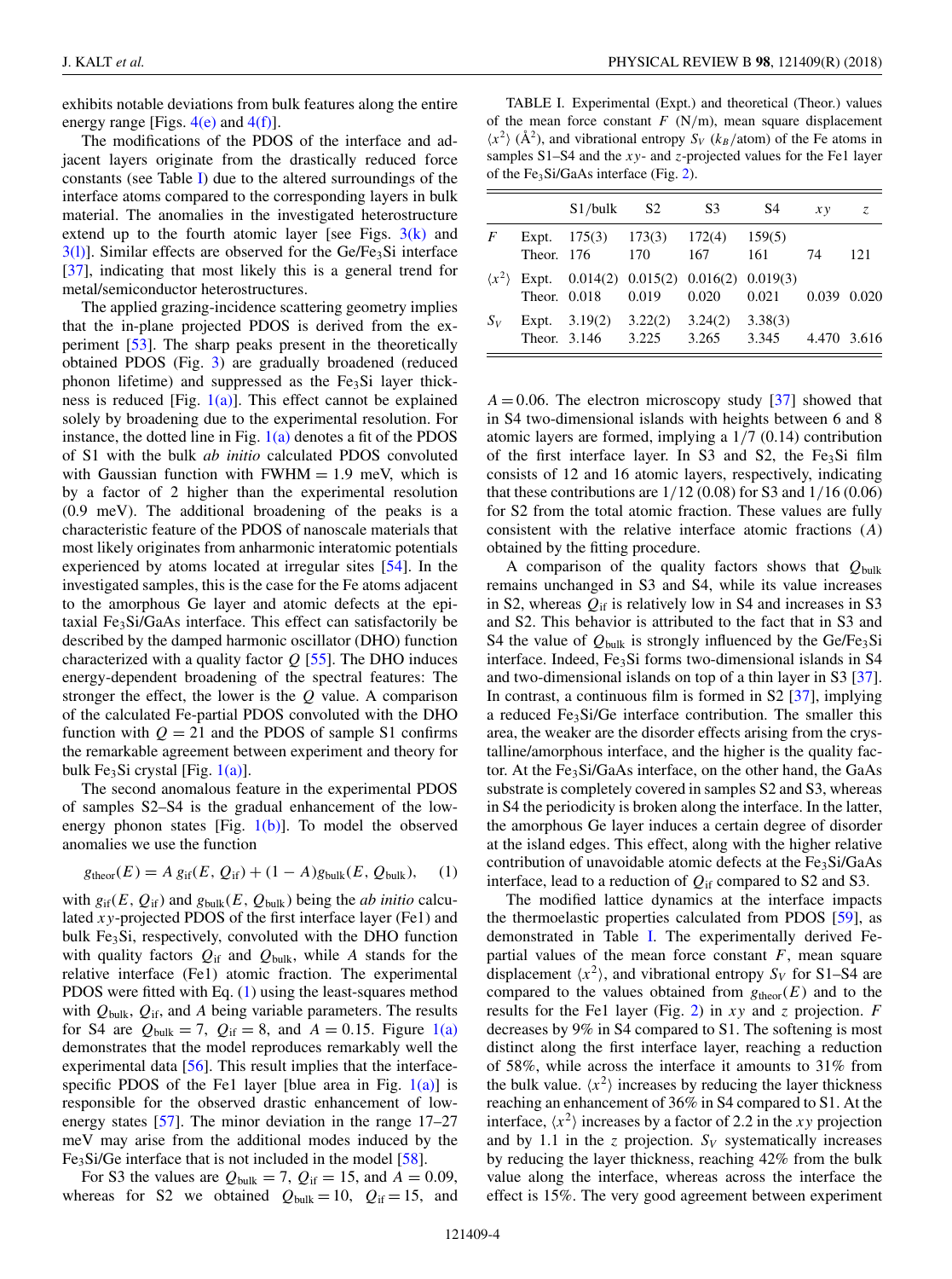exhibits notable deviations from bulk features along the entire energy range [Figs. 4(e) and 4(f)].

The modifications of the PDOS of the interface and adjacent layers originate from the drastically reduced force constants (see Table I) due to the altered surroundings of the interface atoms compared to the corresponding layers in bulk material. The anomalies in the investigated heterostructure extend up to the fourth atomic layer [see Figs. 3(k) and 3(l)]. Similar effects are observed for the Ge/$Fe_3Si$ interface [37], indicating that most likely this is a general trend for metal/semiconductor heterostructures.

The applied grazing-incidence scattering geometry implies that the in-plane projected PDOS is derived from the experiment [53]. The sharp peaks present in the theoretically obtained PDOS (Fig. 3) are gradually broadened (reduced phonon lifetime) and suppressed as the $Fe_3Si$ layer thickness is reduced [Fig. 1(a)]. This effect cannot be explained solely by broadening due to the experimental resolution. For instance, the dotted line in Fig. 1(a) denotes a fit of the PDOS of S1 with the bulk *ab initio* calculated PDOS convoluted with Gaussian function with FWHM = 1.9 meV, which is by a factor of 2 higher than the experimental resolution (0.9 meV). The additional broadening of the peaks is a characteristic feature of the PDOS of nanoscale materials that most likely originates from anharmonic interatomic potentials experienced by atoms located at irregular sites [54]. In the investigated samples, this is the case for the Fe atoms adjacent to the amorphous Ge layer and atomic defects at the epitaxial $Fe_3Si$/GaAs interface. This effect can satisfactorily be described by the damped harmonic oscillator (DHO) function characterized with a quality factor $Q$ [55]. The DHO induces energy-dependent broadening of the spectral features: The stronger the effect, the lower is the $Q$ value. A comparison of the calculated Fe-partial PDOS convoluted with the DHO function with $Q = 21$ and the PDOS of sample S1 confirms the remarkable agreement between experiment and theory for bulk $Fe_3Si$ crystal [Fig. 1(a)].

The second anomalous feature in the experimental PDOS of samples S2–S4 is the gradual enhancement of the low-energy phonon states [Fig. 1(b)]. To model the observed anomalies we use the function

$$g_{\text{theor}}(E) = A\, g_{\text{if}}(E, Q_{\text{if}}) + (1 - A) g_{\text{bulk}}(E, Q_{\text{bulk}}), \quad (1)$$

with $g_{\text{if}}(E, Q_{\text{if}})$ and $g_{\text{bulk}}(E, Q_{\text{bulk}})$ being the *ab initio* calculated $xy$-projected PDOS of the first interface layer (Fe1) and bulk $Fe_3Si$, respectively, convoluted with the DHO function with quality factors $Q_{\text{if}}$ and $Q_{\text{bulk}}$, while $A$ stands for the relative interface (Fe1) atomic fraction. The experimental PDOS were fitted with Eq. (1) using the least-squares method with $Q_{\text{bulk}}$, $Q_{\text{if}}$, and $A$ being variable parameters. The results for S4 are $Q_{\text{bulk}} = 7$, $Q_{\text{if}} = 8$, and $A = 0.15$. Figure 1(a) demonstrates that the model reproduces remarkably well the experimental data [56]. This result implies that the interface-specific PDOS of the Fe1 layer [blue area in Fig. 1(a)] is responsible for the observed drastic enhancement of low-energy states [57]. The minor deviation in the range 17–27 meV may arise from the additional modes induced by the $Fe_3Si$/Ge interface that is not included in the model [58].

For S3 the values are $Q_{\text{bulk}} = 7$, $Q_{\text{if}} = 15$, and $A = 0.09$, whereas for S2 we obtained $Q_{\text{bulk}} = 10$, $Q_{\text{if}} = 15$, and $A = 0.06$. The electron microscopy study [37] showed that in S4 two-dimensional islands with heights between 6 and 8 atomic layers are formed, implying a 1/7 (0.14) contribution of the first interface layer. In S3 and S2, the $Fe_3Si$ film consists of 12 and 16 atomic layers, respectively, indicating that these contributions are 1/12 (0.08) for S3 and 1/16 (0.06) for S2 from the total atomic fraction. These values are fully consistent with the relative interface atomic fractions ($A$) obtained by the fitting procedure.

A comparison of the quality factors shows that $Q_{\text{bulk}}$ remains unchanged in S3 and S4, while its value increases in S2, whereas $Q_{\text{if}}$ is relatively low in S4 and increases in S3 and S2. This behavior is attributed to the fact that in S3 and S4 the value of $Q_{\text{bulk}}$ is strongly influenced by the Ge/$Fe_3Si$ interface. Indeed, $Fe_3Si$ forms two-dimensional islands in S4 and two-dimensional islands on top of a thin layer in S3 [37]. In contrast, a continuous film is formed in S2 [37], implying a reduced $Fe_3Si$/Ge interface contribution. The smaller this area, the weaker are the disorder effects arising from the crystalline/amorphous interface, and the higher is the quality factor. At the $Fe_3Si$/GaAs interface, on the other hand, the GaAs substrate is completely covered in samples S2 and S3, whereas in S4 the periodicity is broken along the interface. In the latter, the amorphous Ge layer induces a certain degree of disorder at the island edges. This effect, along with the higher relative contribution of unavoidable atomic defects at the $Fe_3Si$/GaAs interface, lead to a reduction of $Q_{\text{if}}$ compared to S2 and S3.

TABLE I. Experimental (Expt.) and theoretical (Theor.) values of the mean force constant $F$ (N/m), mean square displacement $\langle x^2 \rangle$ (Å$^2$), and vibrational entropy $S_V$ ($k_B$/atom) of the Fe atoms in samples S1–S4 and the $xy$- and $z$-projected values for the Fe1 layer of the $Fe_3Si$/GaAs interface (Fig. 2).

| | | S1/bulk | S2 | S3 | S4 | $xy$ | $z$ |
|---|---|---|---|---|---|---|---|
| $F$ | Expt. | 175(3) | 173(3) | 172(4) | 159(5) | | |
| | Theor. | 176 | 170 | 167 | 161 | 74 | 121 |
| $\langle x^2 \rangle$ | Expt. | 0.014(2) | 0.015(2) | 0.016(2) | 0.019(3) | | |
| | Theor. | 0.018 | 0.019 | 0.020 | 0.021 | 0.039 | 0.020 |
| $S_V$ | Expt. | 3.19(2) | 3.22(2) | 3.24(2) | 3.38(3) | | |
| | Theor. | 3.146 | 3.225 | 3.265 | 3.345 | 4.470 | 3.616 |

The modified lattice dynamics at the interface impacts the thermoelastic properties calculated from PDOS [59], as demonstrated in Table I. The experimentally derived Fe-partial values of the mean force constant $F$, mean square displacement $\langle x^2 \rangle$, and vibrational entropy $S_V$ for S1–S4 are compared to the values obtained from $g_{\text{theor}}(E)$ and to the results for the Fe1 layer (Fig. 2) in $xy$ and $z$ projection. $F$ decreases by 9% in S4 compared to S1. The softening is most distinct along the first interface layer, reaching a reduction of 58%, while across the interface it amounts to 31% from the bulk value. $\langle x^2 \rangle$ increases by reducing the layer thickness reaching an enhancement of 36% in S4 compared to S1. At the interface, $\langle x^2 \rangle$ increases by a factor of 2.2 in the $xy$ projection and by 1.1 in the $z$ projection. $S_V$ systematically increases by reducing the layer thickness, reaching 42% from the bulk value along the interface, whereas across the interface the effect is 15%. The very good agreement between experiment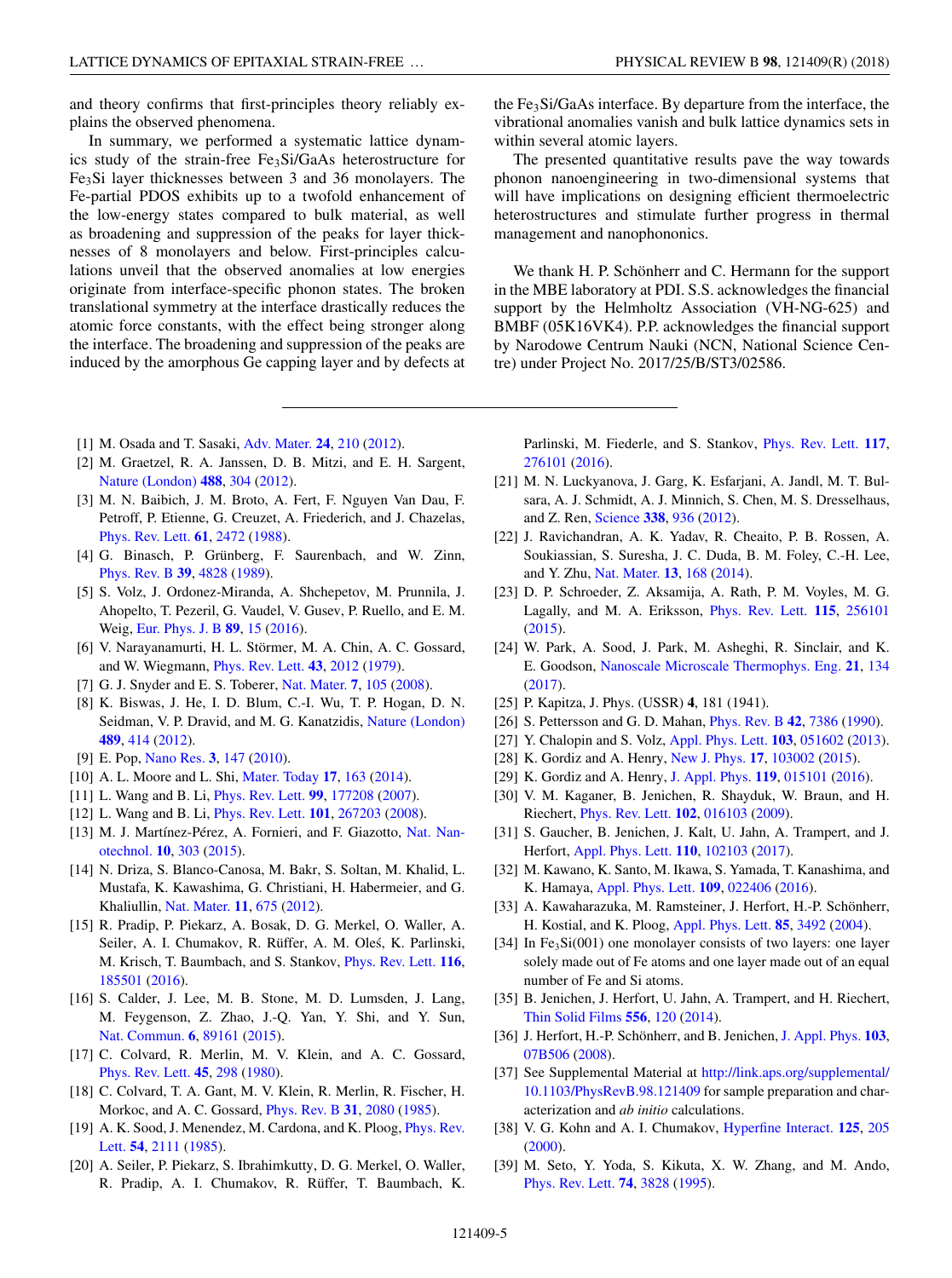and theory confirms that first-principles theory reliably explains the observed phenomena.

In summary, we performed a systematic lattice dynamics study of the strain-free $Fe_3Si$/GaAs heterostructure for $Fe_3Si$ layer thicknesses between 3 and 36 monolayers. The Fe-partial PDOS exhibits up to a twofold enhancement of the low-energy states compared to bulk material, as well as broadening and suppression of the peaks for layer thicknesses of 8 monolayers and below. First-principles calculations unveil that the observed anomalies at low energies originate from interface-specific phonon states. The broken translational symmetry at the interface drastically reduces the atomic force constants, with the effect being stronger along the interface. The broadening and suppression of the peaks are induced by the amorphous Ge capping layer and by defects at the $Fe_3Si$/GaAs interface. By departure from the interface, the vibrational anomalies vanish and bulk lattice dynamics sets in within several atomic layers.

The presented quantitative results pave the way towards phonon nanoengineering in two-dimensional systems that will have implications on designing efficient thermoelectric heterostructures and stimulate further progress in thermal management and nanophononics.

We thank H. P. Schönherr and C. Hermann for the support in the MBE laboratory at PDI. S.S. acknowledges the financial support by the Helmholtz Association (VH-NG-625) and BMBF (05K16VK4). P.P. acknowledges the financial support by Narodowe Centrum Nauki (NCN, National Science Centre) under Project No. 2017/25/B/ST3/02586.

---

[1] M. Osada and T. Sasaki, Adv. Mater. **24**, 210 (2012).

[2] M. Graetzel, R. A. Janssen, D. B. Mitzi, and E. H. Sargent, Nature (London) **488**, 304 (2012).

[3] M. N. Baibich, J. M. Broto, A. Fert, F. Nguyen Van Dau, F. Petroff, P. Etienne, G. Creuzet, A. Friederich, and J. Chazelas, Phys. Rev. Lett. **61**, 2472 (1988).

[4] G. Binasch, P. Grünberg, F. Saurenbach, and W. Zinn, Phys. Rev. B **39**, 4828 (1989).

[5] S. Volz, J. Ordonez-Miranda, A. Shchepetov, M. Prunnila, J. Ahopelto, T. Pezeril, G. Vaudel, V. Gusev, P. Ruello, and E. M. Weig, Eur. Phys. J. B **89**, 15 (2016).

[6] V. Narayanamurti, H. L. Störmer, M. A. Chin, A. C. Gossard, and W. Wiegmann, Phys. Rev. Lett. **43**, 2012 (1979).

[7] G. J. Snyder and E. S. Toberer, Nat. Mater. **7**, 105 (2008).

[8] K. Biswas, J. He, I. D. Blum, C.-I. Wu, T. P. Hogan, D. N. Seidman, V. P. Dravid, and M. G. Kanatzidis, Nature (London) **489**, 414 (2012).

[9] E. Pop, Nano Res. **3**, 147 (2010).

[10] A. L. Moore and L. Shi, Mater. Today **17**, 163 (2014).

[11] L. Wang and B. Li, Phys. Rev. Lett. **99**, 177208 (2007).

[12] L. Wang and B. Li, Phys. Rev. Lett. **101**, 267203 (2008).

[13] M. J. Martínez-Pérez, A. Fornieri, and F. Giazotto, Nat. Nanotechnol. **10**, 303 (2015).

[14] N. Driza, S. Blanco-Canosa, M. Bakr, S. Soltan, M. Khalid, L. Mustafa, K. Kawashima, G. Christiani, H. Habermeier, and G. Khaliullin, Nat. Mater. **11**, 675 (2012).

[15] R. Pradip, P. Piekarz, A. Bosak, D. G. Merkel, O. Waller, A. Seiler, A. I. Chumakov, R. Rüffer, A. M. Oleś, K. Parlinski, M. Krisch, T. Baumbach, and S. Stankov, Phys. Rev. Lett. **116**, 185501 (2016).

[16] S. Calder, J. Lee, M. B. Stone, M. D. Lumsden, J. Lang, M. Feygenson, Z. Zhao, J.-Q. Yan, Y. Shi, and Y. Sun, Nat. Commun. **6**, 89161 (2015).

[17] C. Colvard, R. Merlin, M. V. Klein, and A. C. Gossard, Phys. Rev. Lett. **45**, 298 (1980).

[18] C. Colvard, T. A. Gant, M. V. Klein, R. Merlin, R. Fischer, H. Morkoc, and A. C. Gossard, Phys. Rev. B **31**, 2080 (1985).

[19] A. K. Sood, J. Menendez, M. Cardona, and K. Ploog, Phys. Rev. Lett. **54**, 2111 (1985).

[20] A. Seiler, P. Piekarz, S. Ibrahimkutty, D. G. Merkel, O. Waller, R. Pradip, A. I. Chumakov, R. Rüffer, T. Baumbach, K. Parlinski, M. Fiederle, and S. Stankov, Phys. Rev. Lett. **117**, 276101 (2016).

[21] M. N. Luckyanova, J. Garg, K. Esfarjani, A. Jandl, M. T. Bulsara, A. J. Schmidt, A. J. Minnich, S. Chen, M. S. Dresselhaus, and Z. Ren, Science **338**, 936 (2012).

[22] J. Ravichandran, A. K. Yadav, R. Cheaito, P. B. Rossen, A. Soukiassian, S. Suresha, J. C. Duda, B. M. Foley, C.-H. Lee, and Y. Zhu, Nat. Mater. **13**, 168 (2014).

[23] D. P. Schroeder, Z. Aksamija, A. Rath, P. M. Voyles, M. G. Lagally, and M. A. Eriksson, Phys. Rev. Lett. **115**, 256101 (2015).

[24] W. Park, A. Sood, J. Park, M. Asheghi, R. Sinclair, and K. E. Goodson, Nanoscale Microscale Thermophys. Eng. **21**, 134 (2017).

[25] P. Kapitza, J. Phys. (USSR) **4**, 181 (1941).

[26] S. Pettersson and G. D. Mahan, Phys. Rev. B **42**, 7386 (1990).

[27] Y. Chalopin and S. Volz, Appl. Phys. Lett. **103**, 051602 (2013).

[28] K. Gordiz and A. Henry, New J. Phys. **17**, 103002 (2015).

[29] K. Gordiz and A. Henry, J. Appl. Phys. **119**, 015101 (2016).

[30] V. M. Kaganer, B. Jenichen, R. Shayduk, W. Braun, and H. Riechert, Phys. Rev. Lett. **102**, 016103 (2009).

[31] S. Gaucher, B. Jenichen, J. Kalt, U. Jahn, A. Trampert, and J. Herfort, Appl. Phys. Lett. **110**, 102103 (2017).

[32] M. Kawano, K. Santo, M. Ikawa, S. Yamada, T. Kanashima, and K. Hamaya, Appl. Phys. Lett. **109**, 022406 (2016).

[33] A. Kawaharazuka, M. Ramsteiner, J. Herfort, H.-P. Schönherr, H. Kostial, and K. Ploog, Appl. Phys. Lett. **85**, 3492 (2004).

[34] In $Fe_3Si(001)$ one monolayer consists of two layers: one layer solely made out of Fe atoms and one layer made out of an equal number of Fe and Si atoms.

[35] B. Jenichen, J. Herfort, U. Jahn, A. Trampert, and H. Riechert, Thin Solid Films **556**, 120 (2014).

[36] J. Herfort, H.-P. Schönherr, and B. Jenichen, J. Appl. Phys. **103**, 07B506 (2008).

[37] See Supplemental Material at http://link.aps.org/supplemental/10.1103/PhysRevB.98.121409 for sample preparation and characterization and *ab initio* calculations.

[38] V. G. Kohn and A. I. Chumakov, Hyperfine Interact. **125**, 205 (2000).

[39] M. Seto, Y. Yoda, S. Kikuta, X. W. Zhang, and M. Ando, Phys. Rev. Lett. **74**, 3828 (1995).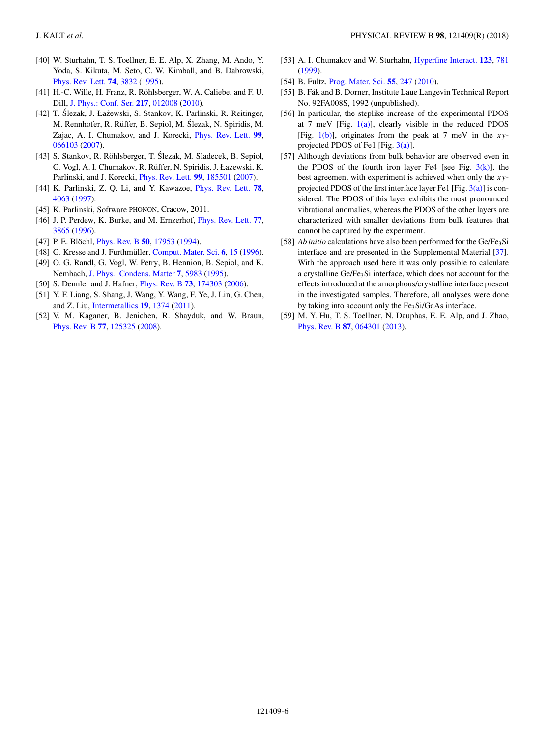[40] W. Sturhahn, T. S. Toellner, E. E. Alp, X. Zhang, M. Ando, Y. Yoda, S. Kikuta, M. Seto, C. W. Kimball, and B. Dabrowski, Phys. Rev. Lett. **74**, 3832 (1995).

[41] H.-C. Wille, H. Franz, R. Röhlsberger, W. A. Caliebe, and F. U. Dill, J. Phys.: Conf. Ser. **217**, 012008 (2010).

[42] T. Ślezak, J. Łażewski, S. Stankov, K. Parlinski, R. Reitinger, M. Rennhofer, R. Rüffer, B. Sepiol, M. Ślezak, N. Spiridis, M. Zajac, A. I. Chumakov, and J. Korecki, Phys. Rev. Lett. **99**, 066103 (2007).

[43] S. Stankov, R. Röhlsberger, T. Ślezak, M. Sladecek, B. Sepiol, G. Vogl, A. I. Chumakov, R. Rüffer, N. Spiridis, J. Łażewski, K. Parlinski, and J. Korecki, Phys. Rev. Lett. **99**, 185501 (2007).

[44] K. Parlinski, Z. Q. Li, and Y. Kawazoe, Phys. Rev. Lett. **78**, 4063 (1997).

[45] K. Parlinski, Software PHONON, Cracow, 2011.

[46] J. P. Perdew, K. Burke, and M. Ernzerhof, Phys. Rev. Lett. **77**, 3865 (1996).

[47] P. E. Blöchl, Phys. Rev. B **50**, 17953 (1994).

[48] G. Kresse and J. Furthmüller, Comput. Mater. Sci. **6**, 15 (1996).

[49] O. G. Randl, G. Vogl, W. Petry, B. Hennion, B. Sepiol, and K. Nembach, J. Phys.: Condens. Matter **7**, 5983 (1995).

[50] S. Dennler and J. Hafner, Phys. Rev. B **73**, 174303 (2006).

[51] Y. F. Liang, S. Shang, J. Wang, Y. Wang, F. Ye, J. Lin, G. Chen, and Z. Liu, Intermetallics **19**, 1374 (2011).

[52] V. M. Kaganer, B. Jenichen, R. Shayduk, and W. Braun, Phys. Rev. B **77**, 125325 (2008).

[53] A. I. Chumakov and W. Sturhahn, Hyperfine Interact. **123**, 781 (1999).

[54] B. Fultz, Prog. Mater. Sci. **55**, 247 (2010).

[55] B. Fåk and B. Dorner, Institute Laue Langevin Technical Report No. 92FA008S, 1992 (unpublished).

[56] In particular, the steplike increase of the experimental PDOS at 7 meV [Fig. 1(a)], clearly visible in the reduced PDOS [Fig. 1(b)], originates from the peak at 7 meV in the $xy$-projected PDOS of Fe1 [Fig. 3(a)].

[57] Although deviations from bulk behavior are observed even in the PDOS of the fourth iron layer Fe4 [see Fig. 3(k)], the best agreement with experiment is achieved when only the $xy$-projected PDOS of the first interface layer Fe1 [Fig. 3(a)] is considered. The PDOS of this layer exhibits the most pronounced vibrational anomalies, whereas the PDOS of the other layers are characterized with smaller deviations from bulk features that cannot be captured by the experiment.

[58] *Ab initio* calculations have also been performed for the Ge/$Fe_3Si$ interface and are presented in the Supplemental Material [37]. With the approach used here it was only possible to calculate a crystalline Ge/$Fe_3Si$ interface, which does not account for the effects introduced at the amorphous/crystalline interface present in the investigated samples. Therefore, all analyses were done by taking into account only the $Fe_3Si$/GaAs interface.

[59] M. Y. Hu, T. S. Toellner, N. Dauphas, E. E. Alp, and J. Zhao, Phys. Rev. B **87**, 064301 (2013).